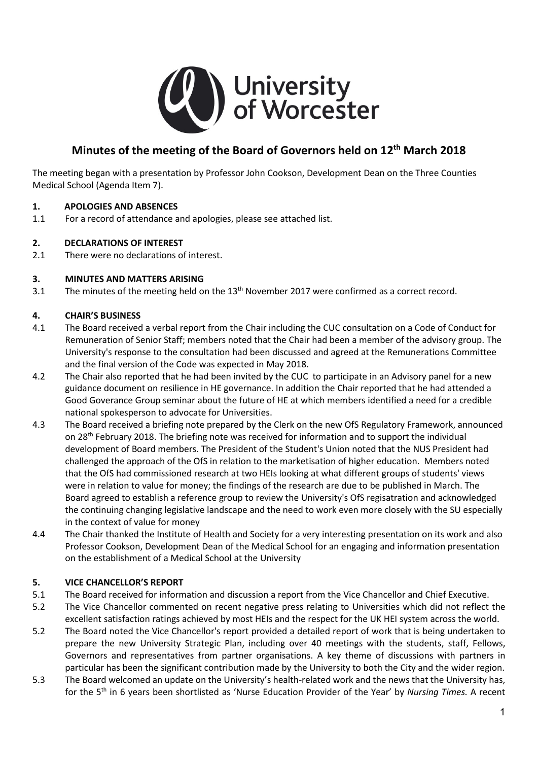University of Worcester

# Minutes of the meeting of the Board of Governors held on 12th March 2018

The meeting began with a presentation by Professor John Cookson, Development Dean on the Three Counties Medical School (Agenda Item 7).

## 1. APOLOGIES AND ABSENCES

1.1 For a record of attendance and apologies, please see attached list.

## 2. DECLARATIONS OF INTEREST

2.1 There were no declarations of interest.

## 3. MINUTES AND MATTERS ARISING

3.1 The minutes of the meeting held on the 13th November 2017 were confirmed as a correct record.

## 4. CHAIR'S BUSINESS

4.1 The Board received a verbal report from the Chair including the CUC consultation on a Code of Conduct for Remuneration of Senior Staff; members noted that the Chair had been a member of the advisory group. The University's response to the consultation had been discussed and agreed at the Remunerations Committee and the final version of the Code was expected in May 2018.

4.2 The Chair also reported that he had been invited by the CUC to participate in an Advisory panel for a new guidance document on resilience in HE governance. In addition the Chair reported that he had attended a Good Goverance Group seminar about the future of HE at which members identified a need for a credible national spokesperson to advocate for Universities.

4.3 The Board received a briefing note prepared by the Clerk on the new OfS Regulatory Framework, announced on 28th February 2018. The briefing note was received for information and to support the individual development of Board members. The President of the Student's Union noted that the NUS President had challenged the approach of the OfS in relation to the marketisation of higher education. Members noted that the OfS had commissioned research at two HEIs looking at what different groups of students' views were in relation to value for money; the findings of the research are due to be published in March. The Board agreed to establish a reference group to review the University's OfS regisatration and acknowledged the continuing changing legislative landscape and the need to work even more closely with the SU especially in the context of value for money

4.4 The Chair thanked the Institute of Health and Society for a very interesting presentation on its work and also Professor Cookson, Development Dean of the Medical School for an engaging and information presentation on the establishment of a Medical School at the University

## 5. VICE CHANCELLOR'S REPORT

5.1 The Board received for information and discussion a report from the Vice Chancellor and Chief Executive.

5.2 The Vice Chancellor commented on recent negative press relating to Universities which did not reflect the excellent satisfaction ratings achieved by most HEIs and the respect for the UK HEI system across the world.

5.2 The Board noted the Vice Chancellor's report provided a detailed report of work that is being undertaken to prepare the new University Strategic Plan, including over 40 meetings with the students, staff, Fellows, Governors and representatives from partner organisations. A key theme of discussions with partners in particular has been the significant contribution made by the University to both the City and the wider region.

5.3 The Board welcomed an update on the University's health-related work and the news that the University has, for the 5th in 6 years been shortlisted as 'Nurse Education Provider of the Year' by *Nursing Times.* A recent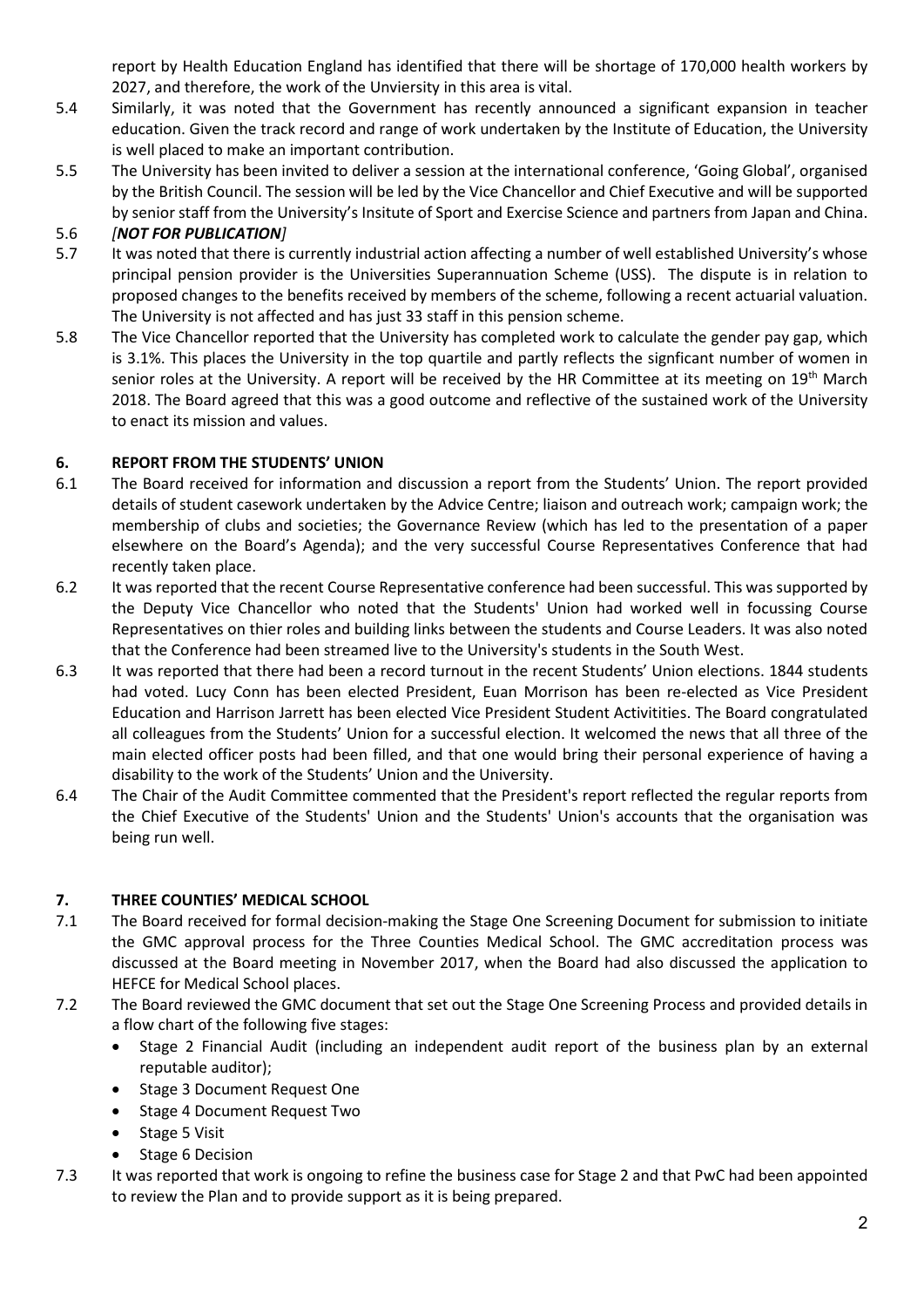report by Health Education England has identified that there will be shortage of 170,000 health workers by 2027, and therefore, the work of the Unviersity in this area is vital.

5.4 Similarly, it was noted that the Government has recently announced a significant expansion in teacher education. Given the track record and range of work undertaken by the Institute of Education, the University is well placed to make an important contribution.

5.5 The University has been invited to deliver a session at the international conference, 'Going Global', organised by the British Council. The session will be led by the Vice Chancellor and Chief Executive and will be supported by senior staff from the University's Insitute of Sport and Exercise Science and partners from Japan and China.

5.6 *[**NOT FOR PUBLICATION**]*

5.7 It was noted that there is currently industrial action affecting a number of well established University's whose principal pension provider is the Universities Superannuation Scheme (USS). The dispute is in relation to proposed changes to the benefits received by members of the scheme, following a recent actuarial valuation. The University is not affected and has just 33 staff in this pension scheme.

5.8 The Vice Chancellor reported that the University has completed work to calculate the gender pay gap, which is 3.1%. This places the University in the top quartile and partly reflects the signficant number of women in senior roles at the University. A report will be received by the HR Committee at its meeting on 19th March 2018. The Board agreed that this was a good outcome and reflective of the sustained work of the University to enact its mission and values.

## 6. REPORT FROM THE STUDENTS' UNION

6.1 The Board received for information and discussion a report from the Students' Union. The report provided details of student casework undertaken by the Advice Centre; liaison and outreach work; campaign work; the membership of clubs and societies; the Governance Review (which has led to the presentation of a paper elsewhere on the Board's Agenda); and the very successful Course Representatives Conference that had recently taken place.

6.2 It was reported that the recent Course Representative conference had been successful. This was supported by the Deputy Vice Chancellor who noted that the Students' Union had worked well in focussing Course Representatives on thier roles and building links between the students and Course Leaders. It was also noted that the Conference had been streamed live to the University's students in the South West.

6.3 It was reported that there had been a record turnout in the recent Students' Union elections. 1844 students had voted. Lucy Conn has been elected President, Euan Morrison has been re-elected as Vice President Education and Harrison Jarrett has been elected Vice President Student Activitities. The Board congratulated all colleagues from the Students' Union for a successful election. It welcomed the news that all three of the main elected officer posts had been filled, and that one would bring their personal experience of having a disability to the work of the Students' Union and the University.

6.4 The Chair of the Audit Committee commented that the President's report reflected the regular reports from the Chief Executive of the Students' Union and the Students' Union's accounts that the organisation was being run well.

## 7. THREE COUNTIES' MEDICAL SCHOOL

7.1 The Board received for formal decision-making the Stage One Screening Document for submission to initiate the GMC approval process for the Three Counties Medical School. The GMC accreditation process was discussed at the Board meeting in November 2017, when the Board had also discussed the application to HEFCE for Medical School places.

7.2 The Board reviewed the GMC document that set out the Stage One Screening Process and provided details in a flow chart of the following five stages:

- Stage 2 Financial Audit (including an independent audit report of the business plan by an external reputable auditor);
- Stage 3 Document Request One
- Stage 4 Document Request Two
- Stage 5 Visit
- Stage 6 Decision

7.3 It was reported that work is ongoing to refine the business case for Stage 2 and that PwC had been appointed to review the Plan and to provide support as it is being prepared.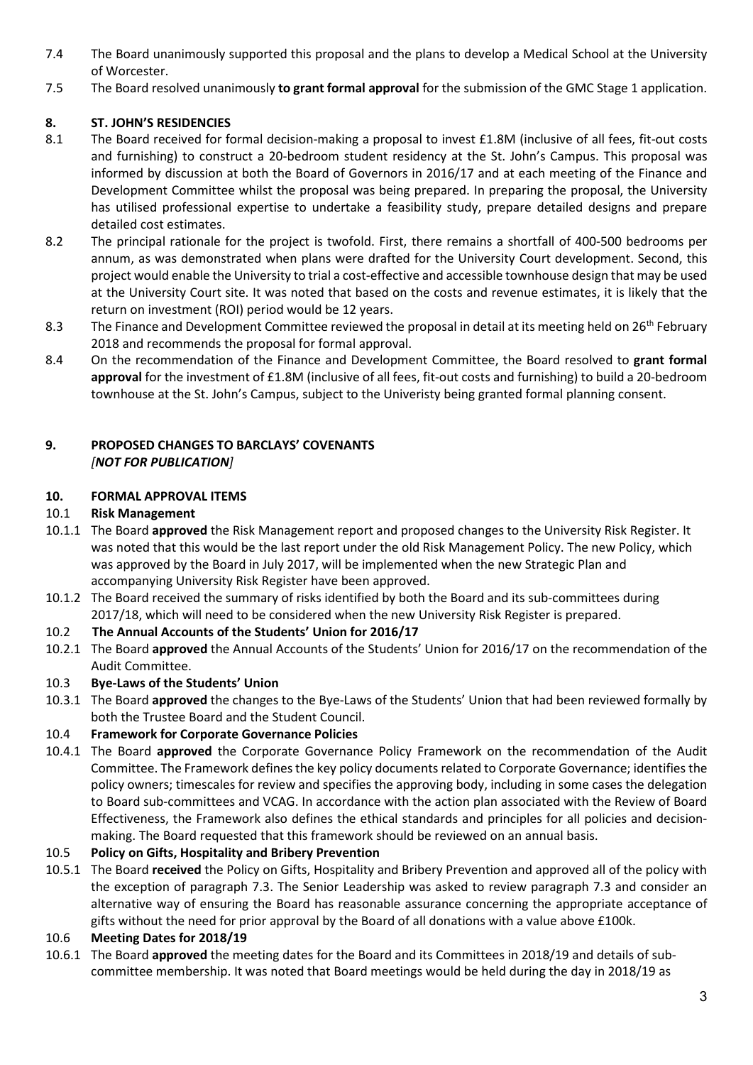7.4 The Board unanimously supported this proposal and the plans to develop a Medical School at the University of Worcester.

7.5 The Board resolved unanimously **to grant formal approval** for the submission of the GMC Stage 1 application.

## 8. ST. JOHN'S RESIDENCIES

8.1 The Board received for formal decision-making a proposal to invest £1.8M (inclusive of all fees, fit-out costs and furnishing) to construct a 20-bedroom student residency at the St. John's Campus. This proposal was informed by discussion at both the Board of Governors in 2016/17 and at each meeting of the Finance and Development Committee whilst the proposal was being prepared. In preparing the proposal, the University has utilised professional expertise to undertake a feasibility study, prepare detailed designs and prepare detailed cost estimates.

8.2 The principal rationale for the project is twofold. First, there remains a shortfall of 400-500 bedrooms per annum, as was demonstrated when plans were drafted for the University Court development. Second, this project would enable the University to trial a cost-effective and accessible townhouse design that may be used at the University Court site. It was noted that based on the costs and revenue estimates, it is likely that the return on investment (ROI) period would be 12 years.

8.3 The Finance and Development Committee reviewed the proposal in detail at its meeting held on 26th February 2018 and recommends the proposal for formal approval.

8.4 On the recommendation of the Finance and Development Committee, the Board resolved to **grant formal approval** for the investment of £1.8M (inclusive of all fees, fit-out costs and furnishing) to build a 20-bedroom townhouse at the St. John's Campus, subject to the Univeristy being granted formal planning consent.

## 9. PROPOSED CHANGES TO BARCLAYS' COVENANTS
*[NOT FOR PUBLICATION]*

## 10. FORMAL APPROVAL ITEMS

### 10.1 Risk Management

10.1.1 The Board **approved** the Risk Management report and proposed changes to the University Risk Register. It was noted that this would be the last report under the old Risk Management Policy. The new Policy, which was approved by the Board in July 2017, will be implemented when the new Strategic Plan and accompanying University Risk Register have been approved.

10.1.2 The Board received the summary of risks identified by both the Board and its sub-committees during 2017/18, which will need to be considered when the new University Risk Register is prepared.

### 10.2 The Annual Accounts of the Students' Union for 2016/17

10.2.1 The Board **approved** the Annual Accounts of the Students' Union for 2016/17 on the recommendation of the Audit Committee.

### 10.3 Bye-Laws of the Students' Union

10.3.1 The Board **approved** the changes to the Bye-Laws of the Students' Union that had been reviewed formally by both the Trustee Board and the Student Council.

### 10.4 Framework for Corporate Governance Policies

10.4.1 The Board **approved** the Corporate Governance Policy Framework on the recommendation of the Audit Committee. The Framework defines the key policy documents related to Corporate Governance; identifies the policy owners; timescales for review and specifies the approving body, including in some cases the delegation to Board sub-committees and VCAG. In accordance with the action plan associated with the Review of Board Effectiveness, the Framework also defines the ethical standards and principles for all policies and decision-making. The Board requested that this framework should be reviewed on an annual basis.

### 10.5 Policy on Gifts, Hospitality and Bribery Prevention

10.5.1 The Board **received** the Policy on Gifts, Hospitality and Bribery Prevention and approved all of the policy with the exception of paragraph 7.3. The Senior Leadership was asked to review paragraph 7.3 and consider an alternative way of ensuring the Board has reasonable assurance concerning the appropriate acceptance of gifts without the need for prior approval by the Board of all donations with a value above £100k.

### 10.6 Meeting Dates for 2018/19

10.6.1 The Board **approved** the meeting dates for the Board and its Committees in 2018/19 and details of sub-committee membership. It was noted that Board meetings would be held during the day in 2018/19 as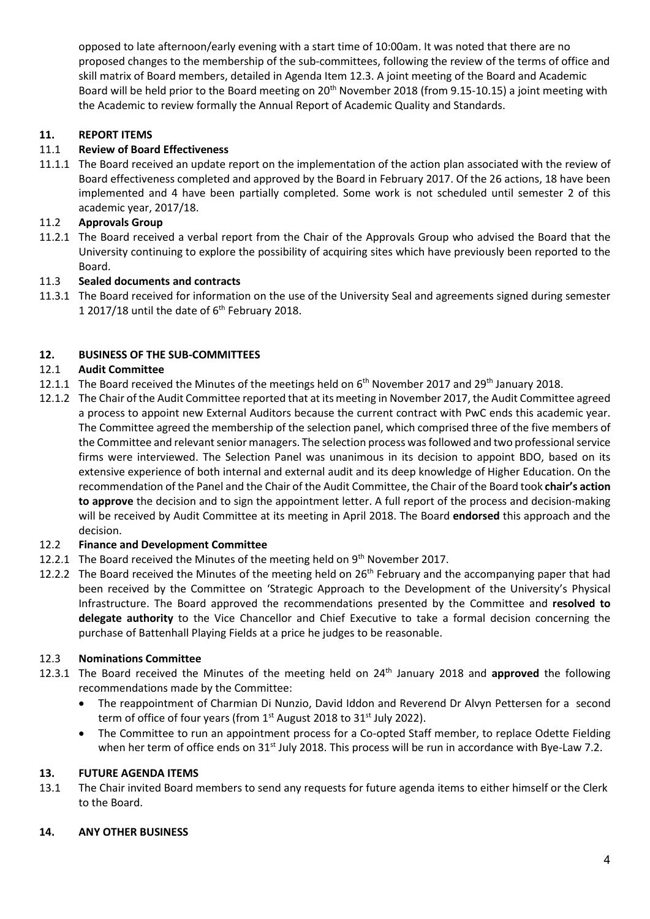opposed to late afternoon/early evening with a start time of 10:00am. It was noted that there are no proposed changes to the membership of the sub-committees, following the review of the terms of office and skill matrix of Board members, detailed in Agenda Item 12.3. A joint meeting of the Board and Academic Board will be held prior to the Board meeting on 20th November 2018 (from 9.15-10.15) a joint meeting with the Academic to review formally the Annual Report of Academic Quality and Standards.

## 11. REPORT ITEMS

### 11.1 Review of Board Effectiveness

11.1.1 The Board received an update report on the implementation of the action plan associated with the review of Board effectiveness completed and approved by the Board in February 2017. Of the 26 actions, 18 have been implemented and 4 have been partially completed. Some work is not scheduled until semester 2 of this academic year, 2017/18.

### 11.2 Approvals Group

11.2.1 The Board received a verbal report from the Chair of the Approvals Group who advised the Board that the University continuing to explore the possibility of acquiring sites which have previously been reported to the Board.

### 11.3 Sealed documents and contracts

11.3.1 The Board received for information on the use of the University Seal and agreements signed during semester 1 2017/18 until the date of 6th February 2018.

## 12. BUSINESS OF THE SUB-COMMITTEES

### 12.1 Audit Committee

12.1.1 The Board received the Minutes of the meetings held on 6th November 2017 and 29th January 2018.

12.1.2 The Chair of the Audit Committee reported that at its meeting in November 2017, the Audit Committee agreed a process to appoint new External Auditors because the current contract with PwC ends this academic year. The Committee agreed the membership of the selection panel, which comprised three of the five members of the Committee and relevant senior managers. The selection process was followed and two professional service firms were interviewed. The Selection Panel was unanimous in its decision to appoint BDO, based on its extensive experience of both internal and external audit and its deep knowledge of Higher Education. On the recommendation of the Panel and the Chair of the Audit Committee, the Chair of the Board took **chair's action to approve** the decision and to sign the appointment letter. A full report of the process and decision-making will be received by Audit Committee at its meeting in April 2018. The Board **endorsed** this approach and the decision.

### 12.2 Finance and Development Committee

12.2.1 The Board received the Minutes of the meeting held on 9th November 2017.

12.2.2 The Board received the Minutes of the meeting held on 26th February and the accompanying paper that had been received by the Committee on 'Strategic Approach to the Development of the University's Physical Infrastructure. The Board approved the recommendations presented by the Committee and **resolved to delegate authority** to the Vice Chancellor and Chief Executive to take a formal decision concerning the purchase of Battenhall Playing Fields at a price he judges to be reasonable.

### 12.3 Nominations Committee

12.3.1 The Board received the Minutes of the meeting held on 24th January 2018 and **approved** the following recommendations made by the Committee:

- The reappointment of Charmian Di Nunzio, David Iddon and Reverend Dr Alvyn Pettersen for a second term of office of four years (from 1st August 2018 to 31st July 2022).
- The Committee to run an appointment process for a Co-opted Staff member, to replace Odette Fielding when her term of office ends on 31st July 2018. This process will be run in accordance with Bye-Law 7.2.

## 13. FUTURE AGENDA ITEMS

13.1 The Chair invited Board members to send any requests for future agenda items to either himself or the Clerk to the Board.

## 14. ANY OTHER BUSINESS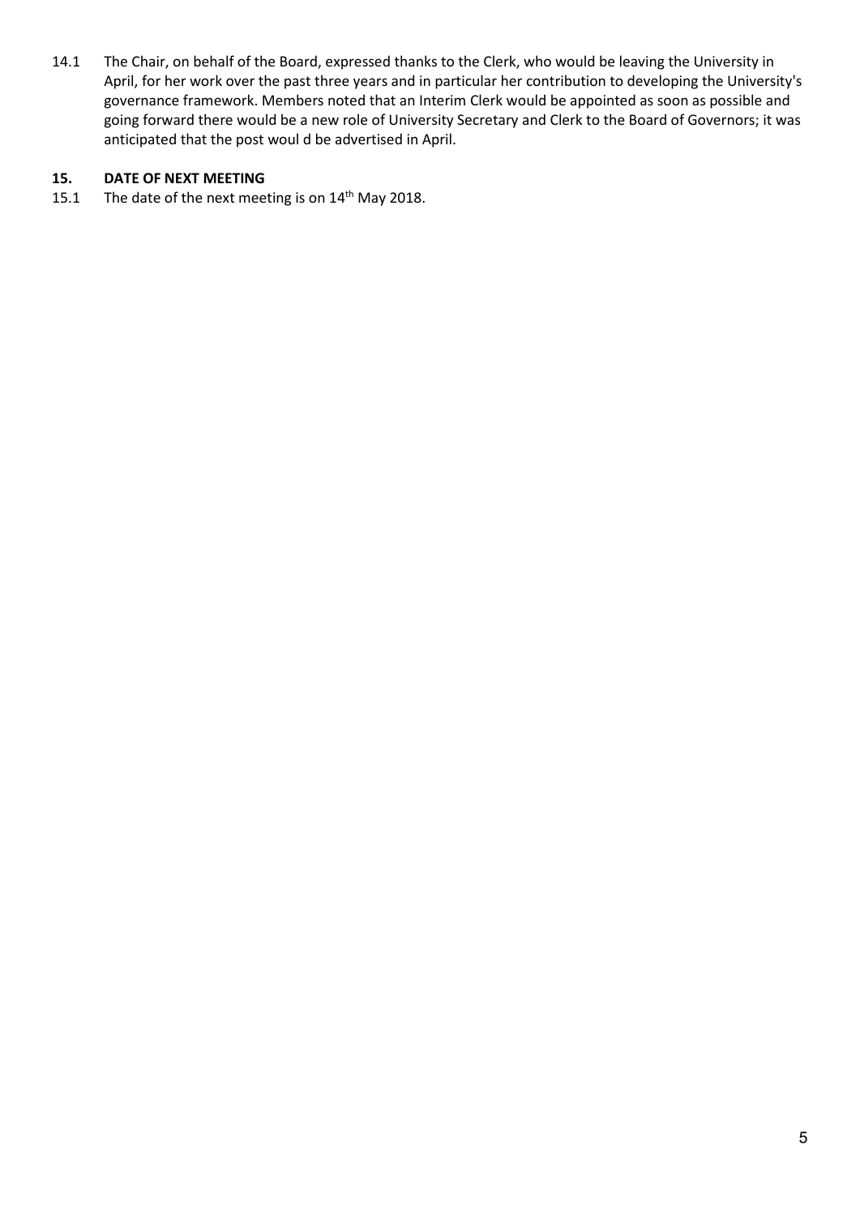14.1 The Chair, on behalf of the Board, expressed thanks to the Clerk, who would be leaving the University in April, for her work over the past three years and in particular her contribution to developing the University's governance framework. Members noted that an Interim Clerk would be appointed as soon as possible and going forward there would be a new role of University Secretary and Clerk to the Board of Governors; it was anticipated that the post woul d be advertised in April.

## 15. DATE OF NEXT MEETING

15.1 The date of the next meeting is on 14th May 2018.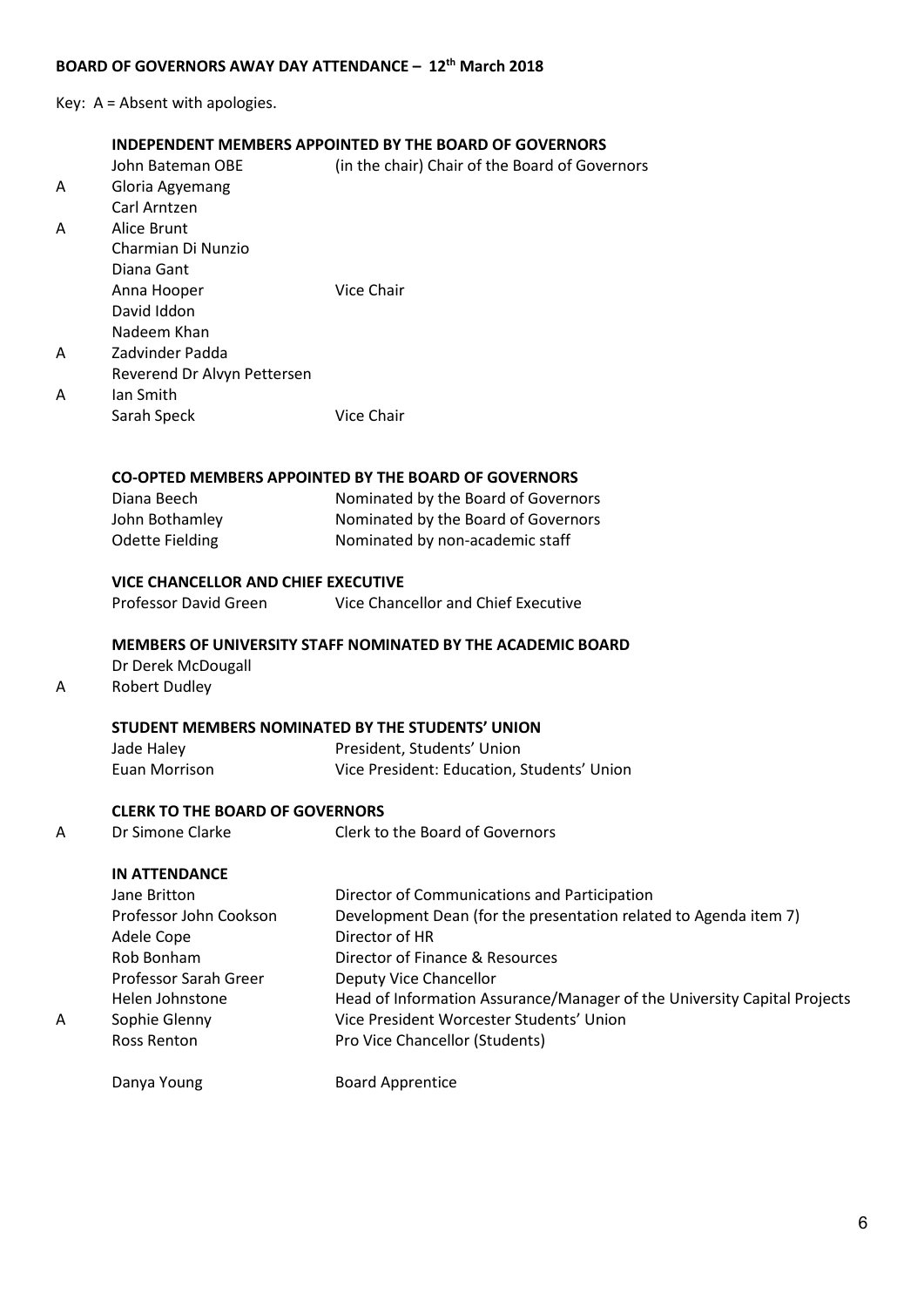**BOARD OF GOVERNORS AWAY DAY ATTENDANCE – 12th March 2018**

Key: A = Absent with apologies.

**INDEPENDENT MEMBERS APPOINTED BY THE BOARD OF GOVERNORS**

| | | |
|---|---|---|
| | John Bateman OBE | (in the chair) Chair of the Board of Governors |
| A | Gloria Agyemang | |
| | Carl Arntzen | |
| A | Alice Brunt | |
| | Charmian Di Nunzio | |
| | Diana Gant | |
| | Anna Hooper | Vice Chair |
| | David Iddon | |
| | Nadeem Khan | |
| A | Zadvinder Padda | |
| | Reverend Dr Alvyn Pettersen | |
| A | Ian Smith | |
| | Sarah Speck | Vice Chair |

**CO-OPTED MEMBERS APPOINTED BY THE BOARD OF GOVERNORS**

| | | |
|---|---|---|
| | Diana Beech | Nominated by the Board of Governors |
| | John Bothamley | Nominated by the Board of Governors |
| | Odette Fielding | Nominated by non-academic staff |

**VICE CHANCELLOR AND CHIEF EXECUTIVE**

| | | |
|---|---|---|
| | Professor David Green | Vice Chancellor and Chief Executive |

**MEMBERS OF UNIVERSITY STAFF NOMINATED BY THE ACADEMIC BOARD**

| | | |
|---|---|---|
| | Dr Derek McDougall | |
| A | Robert Dudley | |

**STUDENT MEMBERS NOMINATED BY THE STUDENTS' UNION**

| | | |
|---|---|---|
| | Jade Haley | President, Students' Union |
| | Euan Morrison | Vice President: Education, Students' Union |

**CLERK TO THE BOARD OF GOVERNORS**

| | | |
|---|---|---|
| A | Dr Simone Clarke | Clerk to the Board of Governors |

**IN ATTENDANCE**

| | | |
|---|---|---|
| | Jane Britton | Director of Communications and Participation |
| | Professor John Cookson | Development Dean (for the presentation related to Agenda item 7) |
| | Adele Cope | Director of HR |
| | Rob Bonham | Director of Finance & Resources |
| | Professor Sarah Greer | Deputy Vice Chancellor |
| | Helen Johnstone | Head of Information Assurance/Manager of the University Capital Projects |
| A | Sophie Glenny | Vice President Worcester Students' Union |
| | Ross Renton | Pro Vice Chancellor (Students) |
| | Danya Young | Board Apprentice |